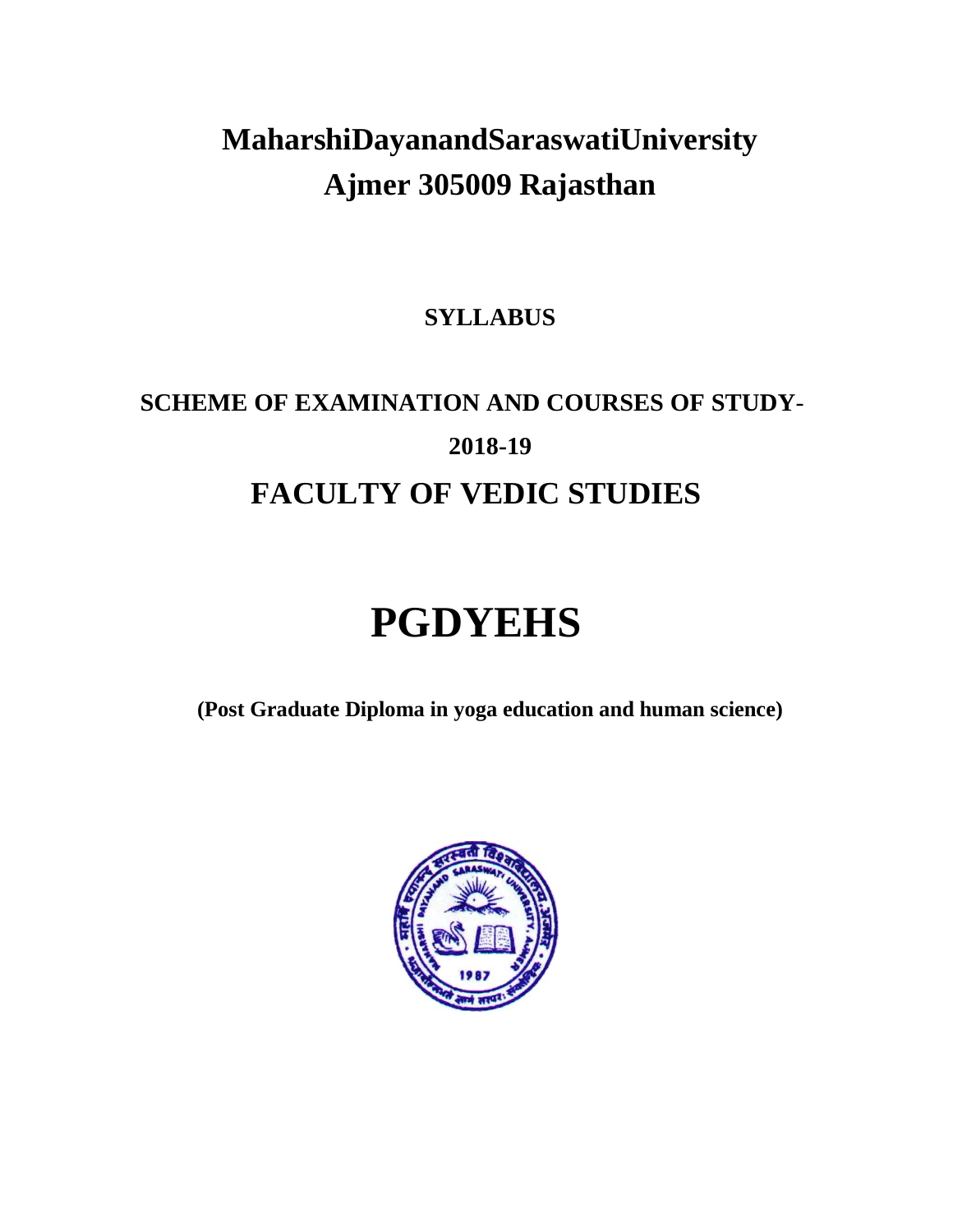# MaharshiDayanandSaraswatiUniversity
# Ajmer 305009 Rajasthan

**SYLLABUS**

## SCHEME OF EXAMINATION AND COURSES OF STUDY-
## 2018-19
## FACULTY OF VEDIC STUDIES

# PGDYEHS

**(Post Graduate Diploma in yoga education and human science)**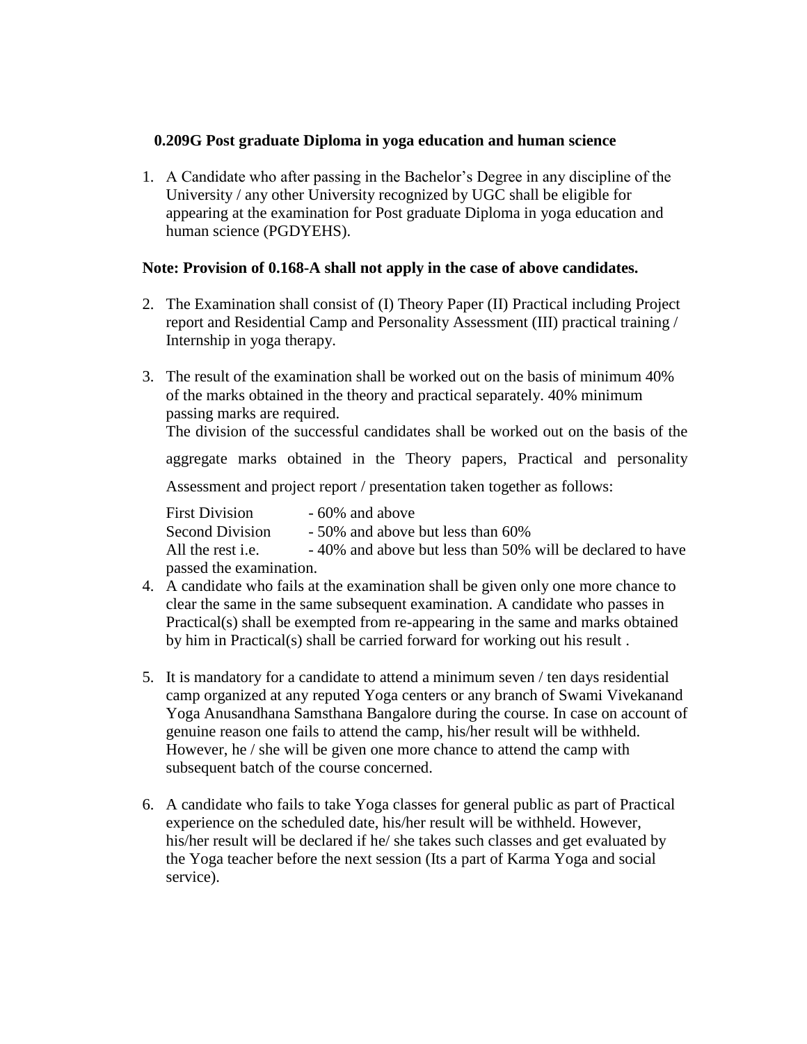**0.209G Post graduate Diploma in yoga education and human science**

1. A Candidate who after passing in the Bachelor's Degree in any discipline of the University / any other University recognized by UGC shall be eligible for appearing at the examination for Post graduate Diploma in yoga education and human science (PGDYEHS).

**Note: Provision of 0.168-A shall not apply in the case of above candidates.**

2. The Examination shall consist of (I) Theory Paper (II) Practical including Project report and Residential Camp and Personality Assessment (III) practical training / Internship in yoga therapy.

3. The result of the examination shall be worked out on the basis of minimum 40% of the marks obtained in the theory and practical separately. 40% minimum passing marks are required.

   The division of the successful candidates shall be worked out on the basis of the aggregate marks obtained in the Theory papers, Practical and personality Assessment and project report / presentation taken together as follows:

   First Division - 60% and above
   Second Division - 50% and above but less than 60%
   All the rest i.e. - 40% and above but less than 50% will be declared to have passed the examination.

4. A candidate who fails at the examination shall be given only one more chance to clear the same in the same subsequent examination. A candidate who passes in Practical(s) shall be exempted from re-appearing in the same and marks obtained by him in Practical(s) shall be carried forward for working out his result .

5. It is mandatory for a candidate to attend a minimum seven / ten days residential camp organized at any reputed Yoga centers or any branch of Swami Vivekanand Yoga Anusandhana Samsthana Bangalore during the course. In case on account of genuine reason one fails to attend the camp, his/her result will be withheld. However, he / she will be given one more chance to attend the camp with subsequent batch of the course concerned.

6. A candidate who fails to take Yoga classes for general public as part of Practical experience on the scheduled date, his/her result will be withheld. However, his/her result will be declared if he/ she takes such classes and get evaluated by the Yoga teacher before the next session (Its a part of Karma Yoga and social service).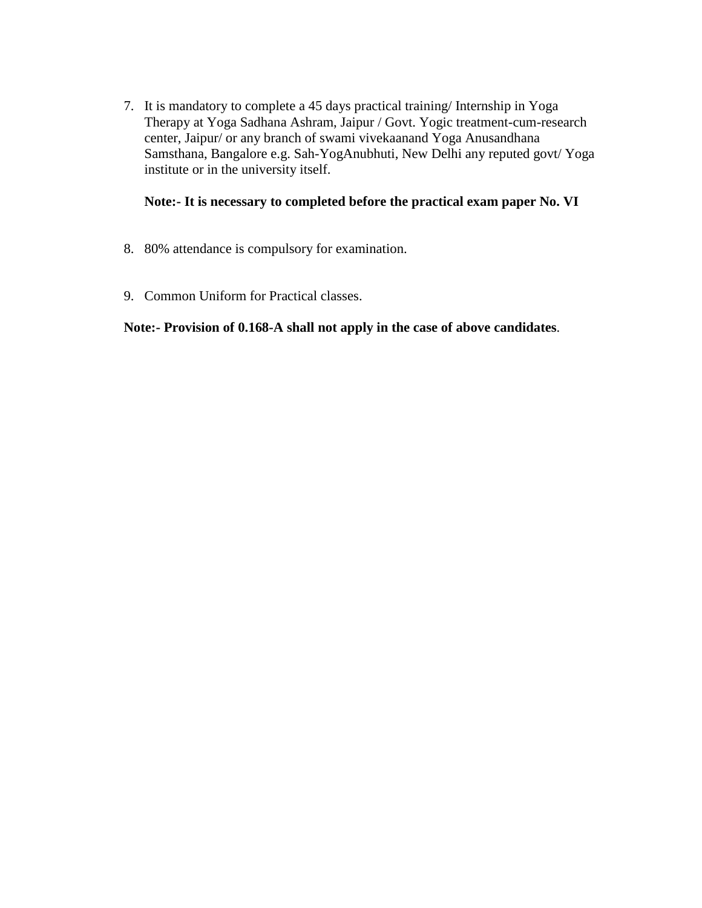7. It is mandatory to complete a 45 days practical training/ Internship in Yoga Therapy at Yoga Sadhana Ashram, Jaipur / Govt. Yogic treatment-cum-research center, Jaipur/ or any branch of swami vivekaanand Yoga Anusandhana Samsthana, Bangalore e.g. Sah-YogAnubhuti, New Delhi any reputed govt/ Yoga institute or in the university itself.

   **Note:- It is necessary to completed before the practical exam paper No. VI**

8. 80% attendance is compulsory for examination.

9. Common Uniform for Practical classes.

**Note:- Provision of 0.168-A shall not apply in the case of above candidates**.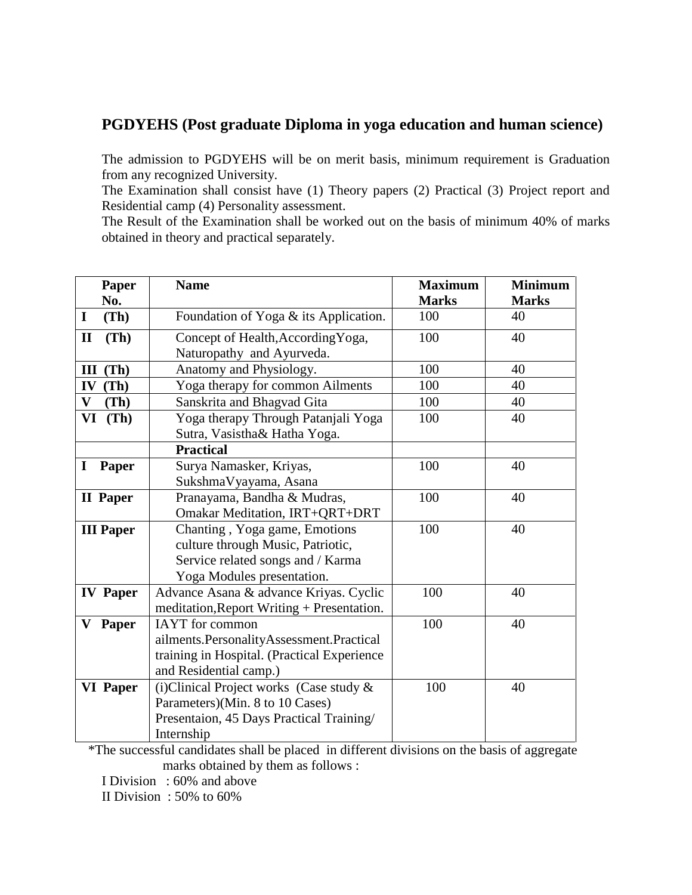## PGDYEHS (Post graduate Diploma in yoga education and human science)

The admission to PGDYEHS will be on merit basis, minimum requirement is Graduation from any recognized University.

The Examination shall consist have (1) Theory papers (2) Practical (3) Project report and Residential camp (4) Personality assessment.

The Result of the Examination shall be worked out on the basis of minimum 40% of marks obtained in theory and practical separately.

| Paper No. | Name | Maximum Marks | Minimum Marks |
|---|---|---|---|
| **I (Th)** | Foundation of Yoga & its Application. | 100 | 40 |
| **II (Th)** | Concept of Health,AccordingYoga, Naturopathy and Ayurveda. | 100 | 40 |
| **III (Th)** | Anatomy and Physiology. | 100 | 40 |
| **IV (Th)** | Yoga therapy for common Ailments | 100 | 40 |
| **V (Th)** | Sanskrita and Bhagvad Gita | 100 | 40 |
| **VI (Th)** | Yoga therapy Through Patanjali Yoga Sutra, Vasistha& Hatha Yoga. | 100 | 40 |
| | **Practical** | | |
| **I Paper** | Surya Namasker, Kriyas, SukshmaVyayama, Asana | 100 | 40 |
| **II Paper** | Pranayama, Bandha & Mudras, Omakar Meditation, IRT+QRT+DRT | 100 | 40 |
| **III Paper** | Chanting , Yoga game, Emotions culture through Music, Patriotic, Service related songs and / Karma Yoga Modules presentation. | 100 | 40 |
| **IV Paper** | Advance Asana & advance Kriyas. Cyclic meditation,Report Writing + Presentation. | 100 | 40 |
| **V Paper** | IAYT for common ailments.PersonalityAssessment.Practical training in Hospital. (Practical Experience and Residential camp.) | 100 | 40 |
| **VI Paper** | (i)Clinical Project works (Case study & Parameters)(Min. 8 to 10 Cases) Presentaion, 45 Days Practical Training/ Internship | 100 | 40 |

*The successful candidates shall be placed in different divisions on the basis of aggregate marks obtained by them as follows :

I Division : 60% and above

II Division : 50% to 60%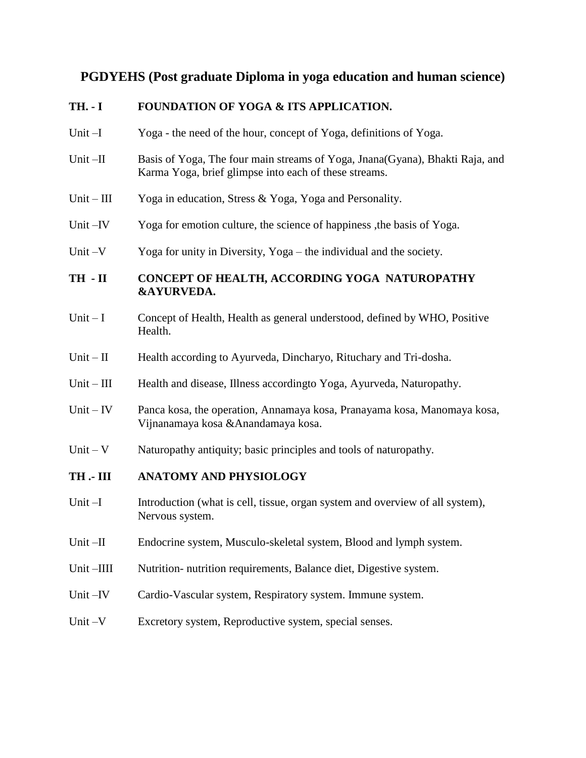# PGDYEHS (Post graduate Diploma in yoga education and human science)

## TH. - I FOUNDATION OF YOGA & ITS APPLICATION.

Unit –I Yoga - the need of the hour, concept of Yoga, definitions of Yoga.

Unit –II Basis of Yoga, The four main streams of Yoga, Jnana(Gyana), Bhakti Raja, and Karma Yoga, brief glimpse into each of these streams.

Unit – III Yoga in education, Stress & Yoga, Yoga and Personality.

Unit –IV Yoga for emotion culture, the science of happiness ,the basis of Yoga.

Unit –V Yoga for unity in Diversity, Yoga – the individual and the society.

## TH - II CONCEPT OF HEALTH, ACCORDING YOGA NATUROPATHY &AYURVEDA.

Unit – I Concept of Health, Health as general understood, defined by WHO, Positive Health.

Unit – II Health according to Ayurveda, Dincharyo, Rituchary and Tri-dosha.

Unit – III Health and disease, Illness accordingto Yoga, Ayurveda, Naturopathy.

Unit – IV Panca kosa, the operation, Annamaya kosa, Pranayama kosa, Manomaya kosa, Vijnanamaya kosa &Anandamaya kosa.

Unit – V Naturopathy antiquity; basic principles and tools of naturopathy.

## TH .- III ANATOMY AND PHYSIOLOGY

Unit –I Introduction (what is cell, tissue, organ system and overview of all system), Nervous system.

Unit –II Endocrine system, Musculo-skeletal system, Blood and lymph system.

Unit –IIII Nutrition- nutrition requirements, Balance diet, Digestive system.

Unit –IV Cardio-Vascular system, Respiratory system. Immune system.

Unit –V Excretory system, Reproductive system, special senses.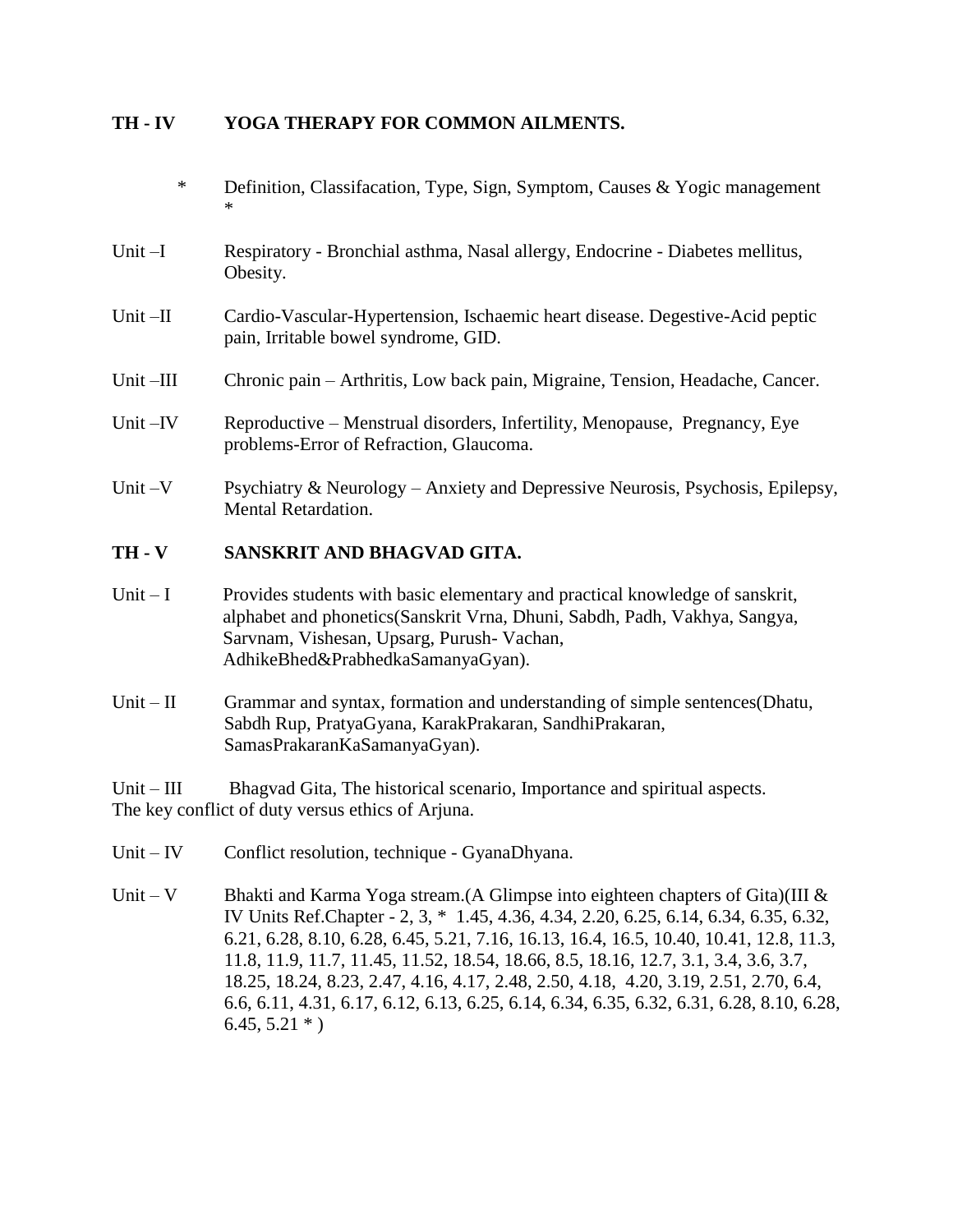## TH - IV YOGA THERAPY FOR COMMON AILMENTS.

\* Definition, Classifacation, Type, Sign, Symptom, Causes & Yogic management \*

**Unit –I** Respiratory - Bronchial asthma, Nasal allergy, Endocrine - Diabetes mellitus, Obesity.

**Unit –II** Cardio-Vascular-Hypertension, Ischaemic heart disease. Degestive-Acid peptic pain, Irritable bowel syndrome, GID.

**Unit –III** Chronic pain – Arthritis, Low back pain, Migraine, Tension, Headache, Cancer.

**Unit –IV** Reproductive – Menstrual disorders, Infertility, Menopause, Pregnancy, Eye problems-Error of Refraction, Glaucoma.

**Unit –V** Psychiatry & Neurology – Anxiety and Depressive Neurosis, Psychosis, Epilepsy, Mental Retardation.

## TH - V SANSKRIT AND BHAGVAD GITA.

**Unit – I** Provides students with basic elementary and practical knowledge of sanskrit, alphabet and phonetics(Sanskrit Vrna, Dhuni, Sabdh, Padh, Vakhya, Sangya, Sarvnam, Vishesan, Upsarg, Purush- Vachan, AdhikeBhed&PrabhedkaSamanyaGyan).

**Unit – II** Grammar and syntax, formation and understanding of simple sentences(Dhatu, Sabdh Rup, PratyaGyana, KarakPrakaran, SandhiPrakaran, SamasPrakaranKaSamanyaGyan).

**Unit – III** Bhagvad Gita, The historical scenario, Importance and spiritual aspects. The key conflict of duty versus ethics of Arjuna.

**Unit – IV** Conflict resolution, technique - GyanaDhyana.

**Unit – V** Bhakti and Karma Yoga stream.(A Glimpse into eighteen chapters of Gita)(III & IV Units Ref.Chapter - 2, 3, \* 1.45, 4.36, 4.34, 2.20, 6.25, 6.14, 6.34, 6.35, 6.32, 6.21, 6.28, 8.10, 6.28, 6.45, 5.21, 7.16, 16.13, 16.4, 16.5, 10.40, 10.41, 12.8, 11.3, 11.8, 11.9, 11.7, 11.45, 11.52, 18.54, 18.66, 8.5, 18.16, 12.7, 3.1, 3.4, 3.6, 3.7, 18.25, 18.24, 8.23, 2.47, 4.16, 4.17, 2.48, 2.50, 4.18, 4.20, 3.19, 2.51, 2.70, 6.4, 6.6, 6.11, 4.31, 6.17, 6.12, 6.13, 6.25, 6.14, 6.34, 6.35, 6.32, 6.31, 6.28, 8.10, 6.28, 6.45, 5.21 \* )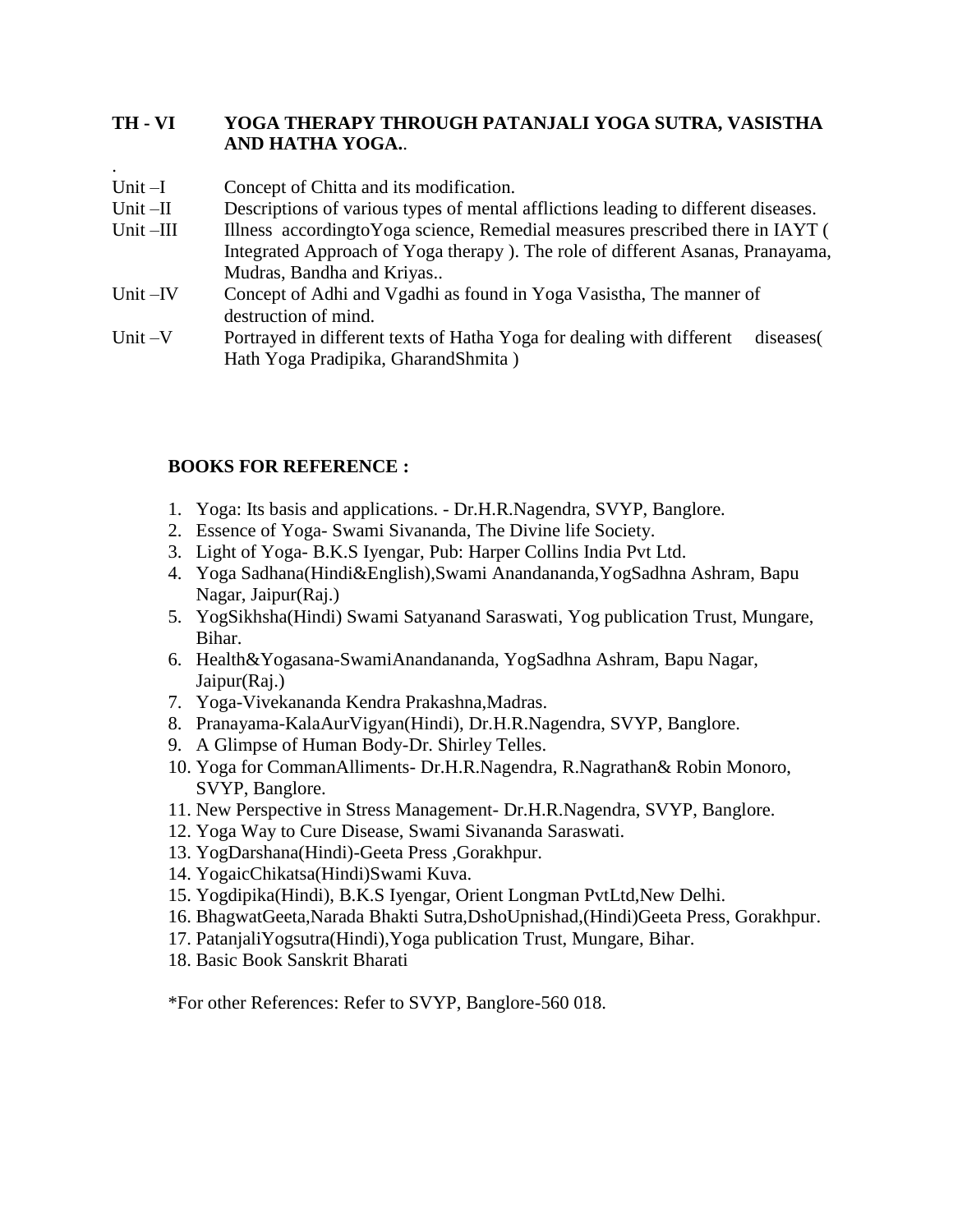**TH - VI YOGA THERAPY THROUGH PATANJALI YOGA SUTRA, VASISTHA AND HATHA YOGA.**.

.

| | |
|---|---|
| Unit –I | Concept of Chitta and its modification. |
| Unit –II | Descriptions of various types of mental afflictions leading to different diseases. |
| Unit –III | Illness accordingtoYoga science, Remedial measures prescribed there in IAYT ( Integrated Approach of Yoga therapy ). The role of different Asanas, Pranayama, Mudras, Bandha and Kriyas.. |
| Unit –IV | Concept of Adhi and Vgadhi as found in Yoga Vasistha, The manner of destruction of mind. |
| Unit –V | Portrayed in different texts of Hatha Yoga for dealing with different diseases( Hath Yoga Pradipika, GharandShmita ) |

**BOOKS FOR REFERENCE :**

1. Yoga: Its basis and applications. - Dr.H.R.Nagendra, SVYP, Banglore.
2. Essence of Yoga- Swami Sivananda, The Divine life Society.
3. Light of Yoga- B.K.S Iyengar, Pub: Harper Collins India Pvt Ltd.
4. Yoga Sadhana(Hindi&English),Swami Anandananda,YogSadhna Ashram, Bapu Nagar, Jaipur(Raj.)
5. YogSikhsha(Hindi) Swami Satyanand Saraswati, Yog publication Trust, Mungare, Bihar.
6. Health&Yogasana-SwamiAnandananda, YogSadhna Ashram, Bapu Nagar, Jaipur(Raj.)
7. Yoga-Vivekananda Kendra Prakashna,Madras.
8. Pranayama-KalaAurVigyan(Hindi), Dr.H.R.Nagendra, SVYP, Banglore.
9. A Glimpse of Human Body-Dr. Shirley Telles.
10. Yoga for CommanAlliments- Dr.H.R.Nagendra, R.Nagrathan& Robin Monoro, SVYP, Banglore.
11. New Perspective in Stress Management- Dr.H.R.Nagendra, SVYP, Banglore.
12. Yoga Way to Cure Disease, Swami Sivananda Saraswati.
13. YogDarshana(Hindi)-Geeta Press ,Gorakhpur.
14. YogaicChikatsa(Hindi)Swami Kuva.
15. Yogdipika(Hindi), B.K.S Iyengar, Orient Longman PvtLtd,New Delhi.
16. BhagwatGeeta,Narada Bhakti Sutra,DshoUpnishad,(Hindi)Geeta Press, Gorakhpur.
17. PatanjaliYogsutra(Hindi),Yoga publication Trust, Mungare, Bihar.
18. Basic Book Sanskrit Bharati

*For other References: Refer to SVYP, Banglore-560 018.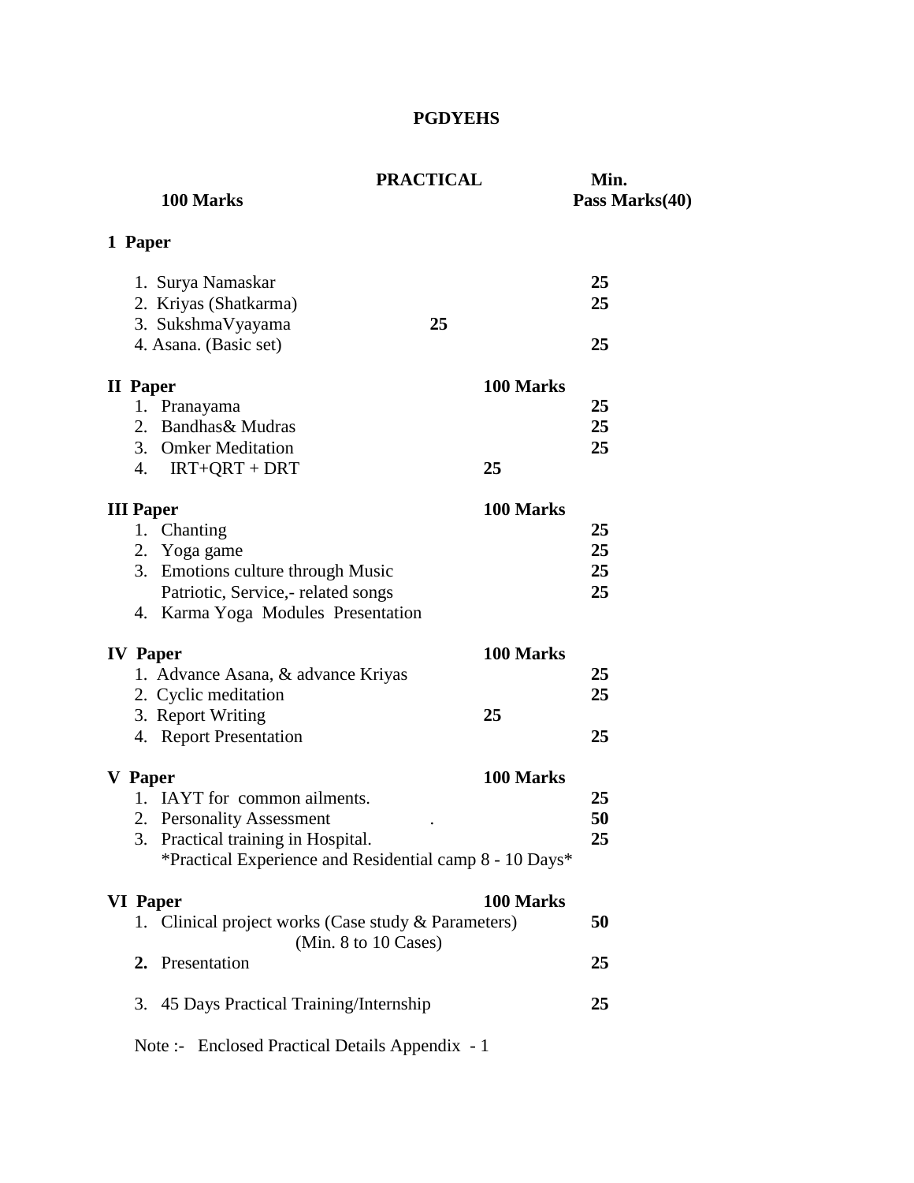**PGDYEHS**

| **PRACTICAL** | | **Min.** |
|---|---|---|
| **100 Marks** | | **Pass Marks(40)** |

**1 Paper**

| | | |
|---|---|---|
| 1. Surya Namaskar | | **25** |
| 2. Kriyas (Shatkarma) | | **25** |
| 3. SukshmaVyayama | **25** | |
| 4. Asana. (Basic set) | | **25** |

| **II Paper** | **100 Marks** | |
|---|---|---|
| 1. Pranayama | | **25** |
| 2. Bandhas& Mudras | | **25** |
| 3. Omker Meditation | | **25** |
| 4. IRT+QRT + DRT | **25** | |

| **III Paper** | **100 Marks** | |
|---|---|---|
| 1. Chanting | | **25** |
| 2. Yoga game | | **25** |
| 3. Emotions culture through Music | | **25** |
| Patriotic, Service,- related songs | | **25** |
| 4. Karma Yoga Modules Presentation | | |

| **IV Paper** | **100 Marks** | |
|---|---|---|
| 1. Advance Asana, & advance Kriyas | | **25** |
| 2. Cyclic meditation | | **25** |
| 3. Report Writing | **25** | |
| 4. Report Presentation | | **25** |

| **V Paper** | **100 Marks** | |
|---|---|---|
| 1. IAYT for common ailments. | | **25** |
| 2. Personality Assessment . | | **50** |
| 3. Practical training in Hospital. | | **25** |
| *Practical Experience and Residential camp 8 - 10 Days* | | |

| **VI Paper** | **100 Marks** | |
|---|---|---|
| 1. Clinical project works (Case study & Parameters) (Min. 8 to 10 Cases) | | **50** |
| **2.** Presentation | | **25** |
| 3. 45 Days Practical Training/Internship | | **25** |

Note :- Enclosed Practical Details Appendix - 1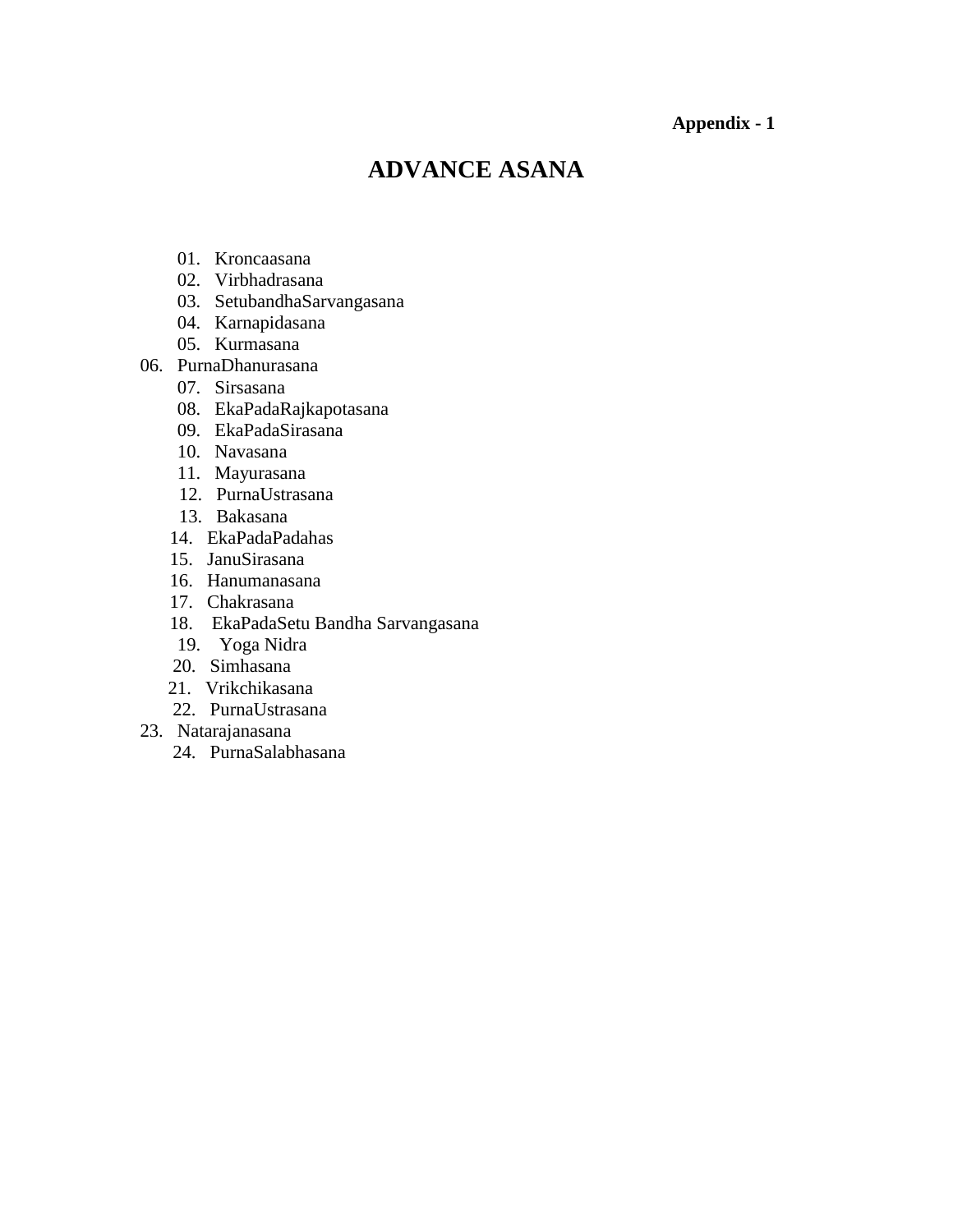**Appendix - 1**

# ADVANCE ASANA

01. Kroncaasana
02. Virbhadrasana
03. SetubandhaSarvangasana
04. Karnapidasana
05. Kurmasana
06. PurnaDhanurasana
07. Sirsasana
08. EkaPadaRajkapotasana
09. EkaPadaSirasana
10. Navasana
11. Mayurasana
12. PurnaUstrasana
13. Bakasana
14. EkaPadaPadahas
15. JanuSirasana
16. Hanumanasana
17. Chakrasana
18. EkaPadaSetu Bandha Sarvangasana
19. Yoga Nidra
20. Simhasana
21. Vrikchikasana
22. PurnaUstrasana
23. Natarajanasana
24. PurnaSalabhasana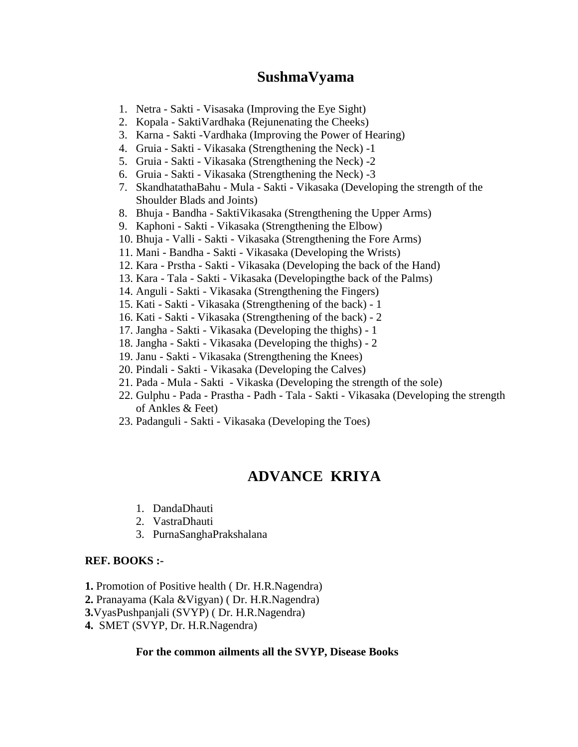## SushmaVyama

1. Netra - Sakti - Visasaka (Improving the Eye Sight)
2. Kopala - SaktiVardhaka (Rejunenating the Cheeks)
3. Karna - Sakti -Vardhaka (Improving the Power of Hearing)
4. Gruia - Sakti - Vikasaka (Strengthening the Neck) -1
5. Gruia - Sakti - Vikasaka (Strengthening the Neck) -2
6. Gruia - Sakti - Vikasaka (Strengthening the Neck) -3
7. SkandhatathaBahu - Mula - Sakti - Vikasaka (Developing the strength of the Shoulder Blads and Joints)
8. Bhuja - Bandha - SaktiVikasaka (Strengthening the Upper Arms)
9. Kaphoni - Sakti - Vikasaka (Strengthening the Elbow)
10. Bhuja - Valli - Sakti - Vikasaka (Strengthening the Fore Arms)
11. Mani - Bandha - Sakti - Vikasaka (Developing the Wrists)
12. Kara - Prstha - Sakti - Vikasaka (Developing the back of the Hand)
13. Kara - Tala - Sakti - Vikasaka (Developingthe back of the Palms)
14. Anguli - Sakti - Vikasaka (Strengthening the Fingers)
15. Kati - Sakti - Vikasaka (Strengthening of the back) - 1
16. Kati - Sakti - Vikasaka (Strengthening of the back) - 2
17. Jangha - Sakti - Vikasaka (Developing the thighs) - 1
18. Jangha - Sakti - Vikasaka (Developing the thighs) - 2
19. Janu - Sakti - Vikasaka (Strengthening the Knees)
20. Pindali - Sakti - Vikasaka (Developing the Calves)
21. Pada - Mula - Sakti - Vikaska (Developing the strength of the sole)
22. Gulphu - Pada - Prastha - Padh - Tala - Sakti - Vikasaka (Developing the strength of Ankles & Feet)
23. Padanguli - Sakti - Vikasaka (Developing the Toes)

## ADVANCE KRIYA

1. DandaDhauti
2. VastraDhauti
3. PurnaSanghaPrakshalana

**REF. BOOKS :-**

**1.** Promotion of Positive health ( Dr. H.R.Nagendra)
**2.** Pranayama (Kala &Vigyan) ( Dr. H.R.Nagendra)
**3.**VyasPushpanjali (SVYP) ( Dr. H.R.Nagendra)
**4.** SMET (SVYP, Dr. H.R.Nagendra)

**For the common ailments all the SVYP, Disease Books**